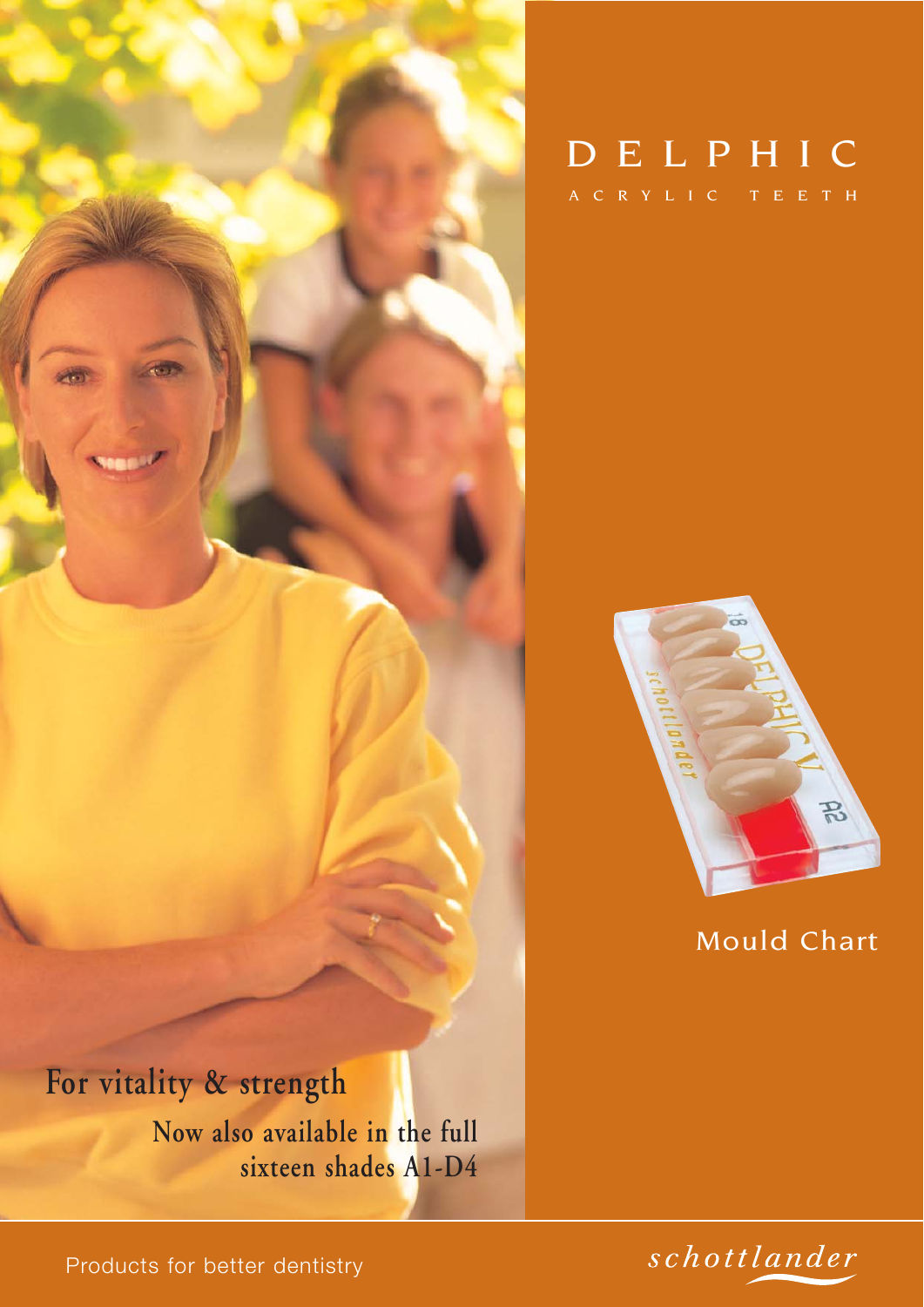# DELPHIC

## ACRYLIC TEETH

Mould Chart

**For vitality & strength**

**Now also available in the full sixteen shades A1-D4**

Products for better dentistry

*schottlander*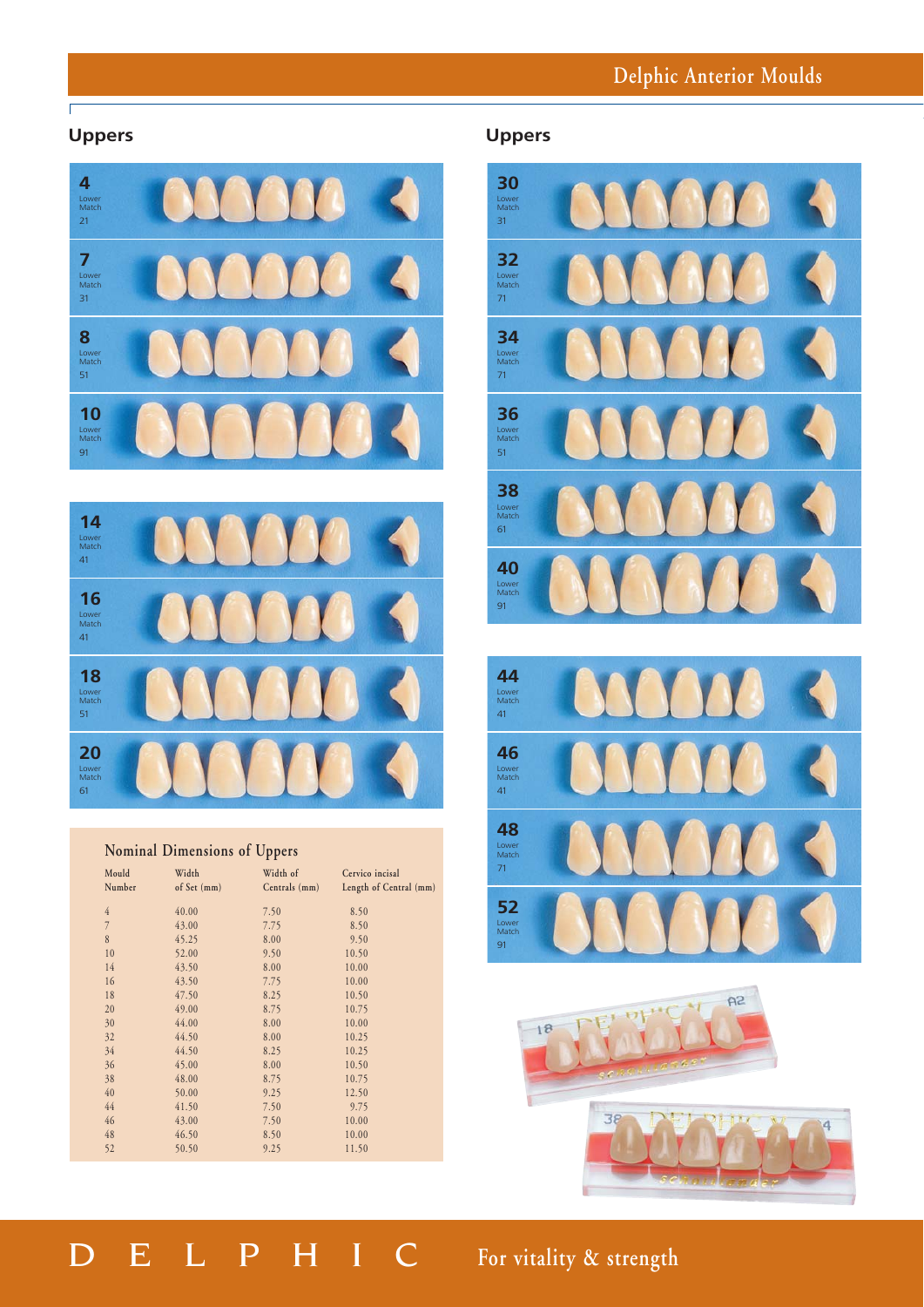## Delphic Anterior Moulds

### Uppers

**4**
Lower Match
21

**7**
Lower Match
31

**8**
Lower Match
51

**10**
Lower Match
91

**14**
Lower Match
41

**16**
Lower Match
41

**18**
Lower Match
51

**20**
Lower Match
61

### Uppers

**30**
Lower Match
31

**32**
Lower Match
71

**34**
Lower Match
71

**36**
Lower Match
51

**38**
Lower Match
61

**40**
Lower Match
91

**44**
Lower Match
41

**46**
Lower Match
41

**48**
Lower Match
71

**52**
Lower Match
91

### Nominal Dimensions of Uppers

| Mould Number | Width of Set (mm) | Width of Centrals (mm) | Cervico incisal Length of Central (mm) |
|---|---|---|---|
| 4 | 40.00 | 7.50 | 8.50 |
| 7 | 43.00 | 7.75 | 8.50 |
| 8 | 45.25 | 8.00 | 9.50 |
| 10 | 52.00 | 9.50 | 10.50 |
| 14 | 43.50 | 8.00 | 10.00 |
| 16 | 43.50 | 7.75 | 10.00 |
| 18 | 47.50 | 8.25 | 10.50 |
| 20 | 49.00 | 8.75 | 10.75 |
| 30 | 44.00 | 8.00 | 10.00 |
| 32 | 44.50 | 8.00 | 10.25 |
| 34 | 44.50 | 8.25 | 10.25 |
| 36 | 45.00 | 8.00 | 10.50 |
| 38 | 48.00 | 8.75 | 10.75 |
| 40 | 50.00 | 9.25 | 12.50 |
| 44 | 41.50 | 7.50 | 9.75 |
| 46 | 43.00 | 7.50 | 10.00 |
| 48 | 46.50 | 8.50 | 10.00 |
| 52 | 50.50 | 9.25 | 11.50 |

DELPHIC For vitality & strength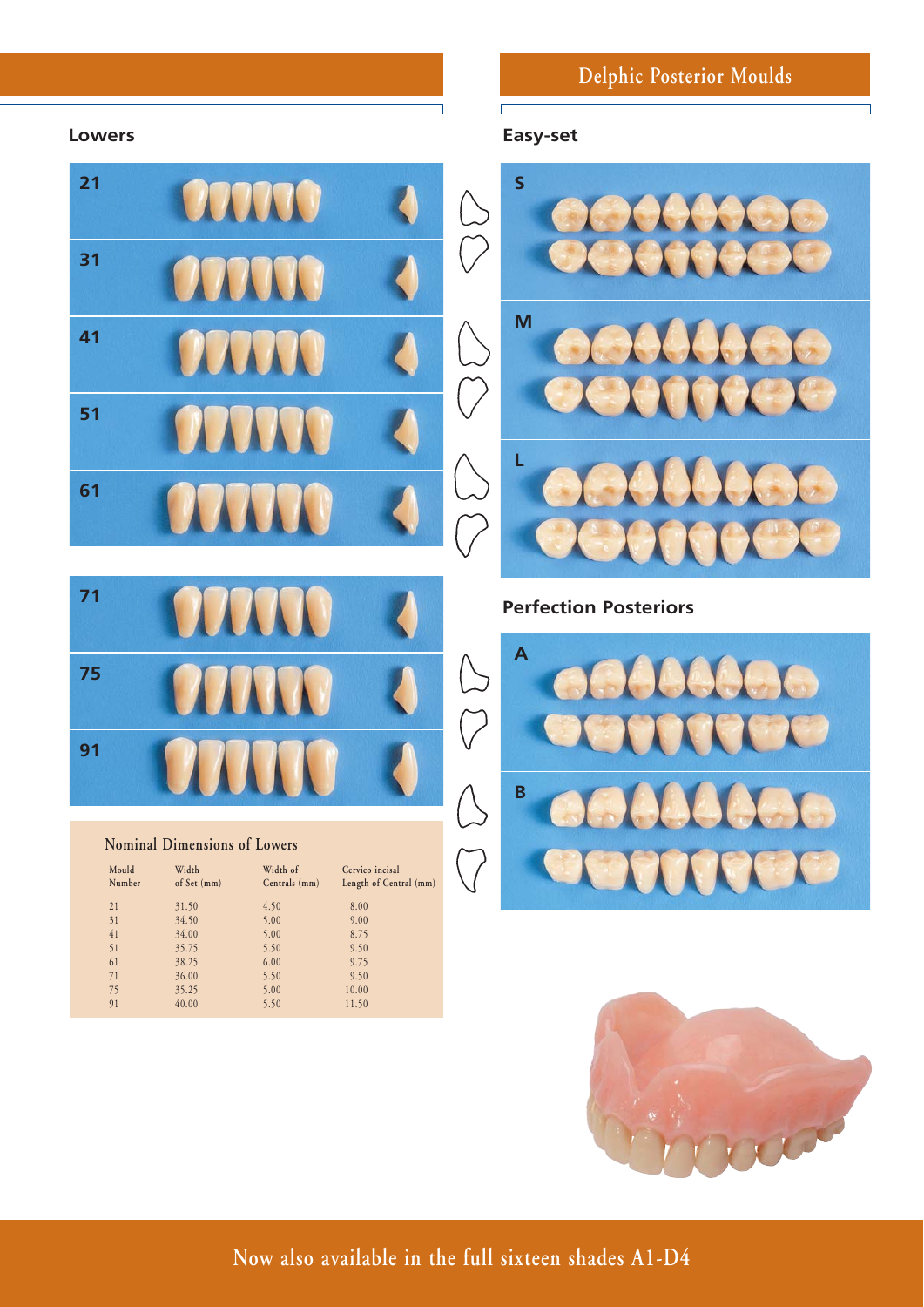## Lowers

21

31

41

51

61

71

75

91

### Nominal Dimensions of Lowers

| Mould Number | Width of Set (mm) | Width of Centrals (mm) | Cervico incisal Length of Central (mm) |
|---|---|---|---|
| 21 | 31.50 | 4.50 | 8.00 |
| 31 | 34.50 | 5.00 | 9.00 |
| 41 | 34.00 | 5.00 | 8.75 |
| 51 | 35.75 | 5.50 | 9.50 |
| 61 | 38.25 | 6.00 | 9.75 |
| 71 | 36.00 | 5.50 | 9.50 |
| 75 | 35.25 | 5.00 | 10.00 |
| 91 | 40.00 | 5.50 | 11.50 |

## Delphic Posterior Moulds

### Easy-set

S

M

L

### Perfection Posteriors

A

B

Now also available in the full sixteen shades A1-D4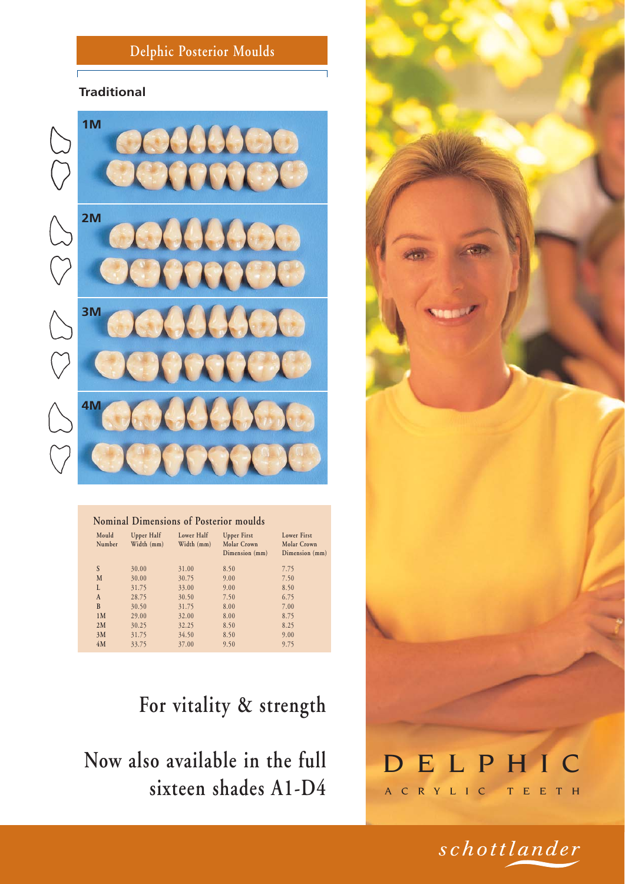# Delphic Posterior Moulds

## Traditional

1M

2M

3M

4M

### Nominal Dimensions of Posterior moulds

| Mould Number | Upper Half Width (mm) | Lower Half Width (mm) | Upper First Molar Crown Dimension (mm) | Lower First Molar Crown Dimension (mm) |
|---|---|---|---|---|
| S | 30.00 | 31.00 | 8.50 | 7.75 |
| M | 30.00 | 30.75 | 9.00 | 7.50 |
| L | 31.75 | 33.00 | 9.00 | 8.50 |
| A | 28.75 | 30.50 | 7.50 | 6.75 |
| B | 30.50 | 31.75 | 8.00 | 7.00 |
| 1M | 29.00 | 32.00 | 8.00 | 8.75 |
| 2M | 30.25 | 32.25 | 8.50 | 8.25 |
| 3M | 31.75 | 34.50 | 8.50 | 9.00 |
| 4M | 33.75 | 37.00 | 9.50 | 9.75 |

## For vitality & strength

## Now also available in the full sixteen shades A1-D4

DELPHIC

ACRYLIC TEETH

*schottlander*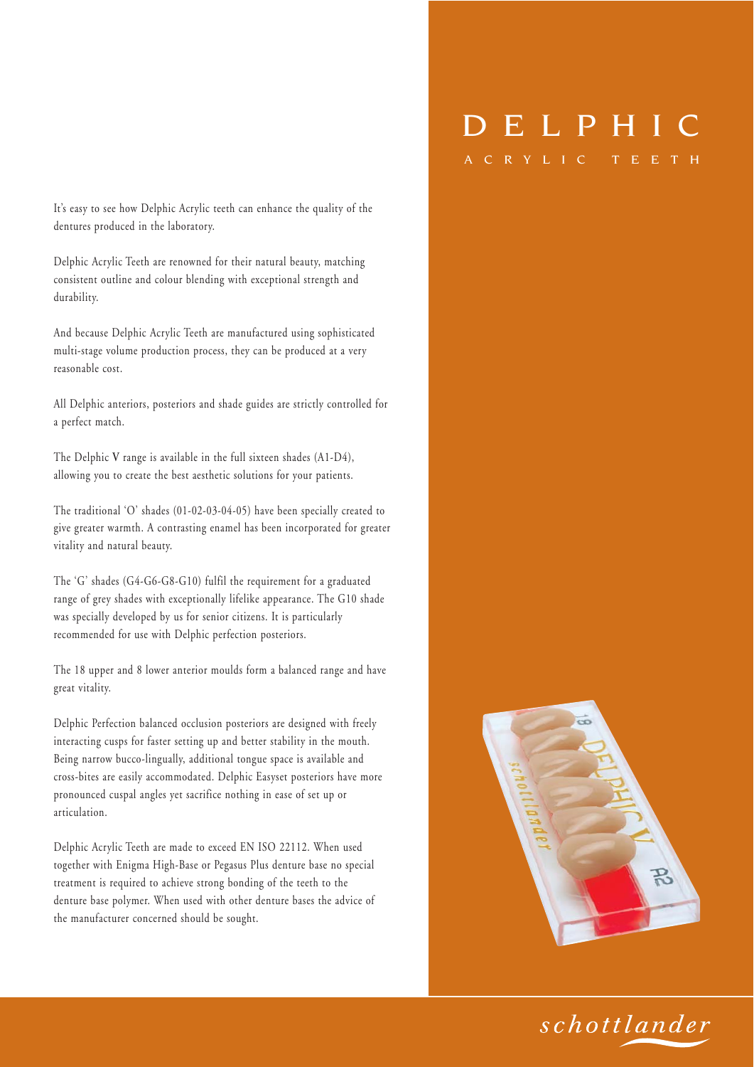# DELPHIC

## ACRYLIC TEETH

It's easy to see how Delphic Acrylic teeth can enhance the quality of the dentures produced in the laboratory.

Delphic Acrylic Teeth are renowned for their natural beauty, matching consistent outline and colour blending with exceptional strength and durability.

And because Delphic Acrylic Teeth are manufactured using sophisticated multi-stage volume production process, they can be produced at a very reasonable cost.

All Delphic anteriors, posteriors and shade guides are strictly controlled for a perfect match.

The Delphic V range is available in the full sixteen shades (A1-D4), allowing you to create the best aesthetic solutions for your patients.

The traditional 'O' shades (01-02-03-04-05) have been specially created to give greater warmth. A contrasting enamel has been incorporated for greater vitality and natural beauty.

The 'G' shades (G4-G6-G8-G10) fulfil the requirement for a graduated range of grey shades with exceptionally lifelike appearance. The G10 shade was specially developed by us for senior citizens. It is particularly recommended for use with Delphic perfection posteriors.

The 18 upper and 8 lower anterior moulds form a balanced range and have great vitality.

Delphic Perfection balanced occlusion posteriors are designed with freely interacting cusps for faster setting up and better stability in the mouth. Being narrow bucco-lingually, additional tongue space is available and cross-bites are easily accommodated. Delphic Easyset posteriors have more pronounced cuspal angles yet sacrifice nothing in ease of set up or articulation.

Delphic Acrylic Teeth are made to exceed EN ISO 22112. When used together with Enigma High-Base or Pegasus Plus denture base no special treatment is required to achieve strong bonding of the teeth to the denture base polymer. When used with other denture bases the advice of the manufacturer concerned should be sought.

*schottlander*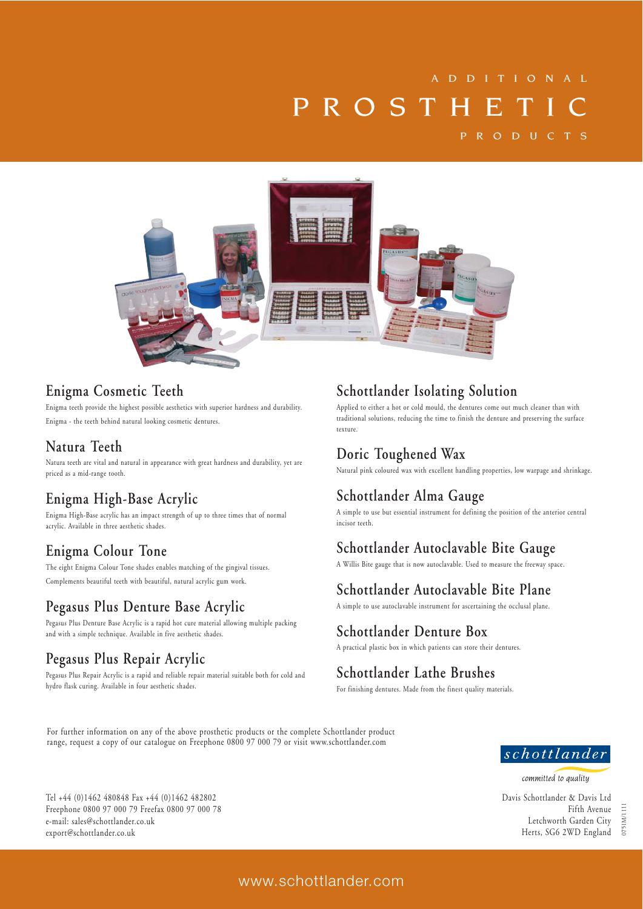# ADDITIONAL PROSTHETIC PRODUCTS

## Enigma Cosmetic Teeth

Enigma teeth provide the highest possible aesthetics with superior hardness and durability.

Enigma - the teeth behind natural looking cosmetic dentures.

## Natura Teeth

Natura teeth are vital and natural in appearance with great hardness and durability, yet are priced as a mid-range tooth.

## Enigma High-Base Acrylic

Enigma High-Base acrylic has an impact strength of up to three times that of normal acrylic. Available in three aesthetic shades.

## Enigma Colour Tone

The eight Enigma Colour Tone shades enables matching of the gingival tissues.

Complements beautiful teeth with beautiful, natural acrylic gum work.

## Pegasus Plus Denture Base Acrylic

Pegasus Plus Denture Base Acrylic is a rapid hot cure material allowing multiple packing and with a simple technique. Available in five aesthetic shades.

## Pegasus Plus Repair Acrylic

Pegasus Plus Repair Acrylic is a rapid and reliable repair material suitable both for cold and hydro flask curing. Available in four aesthetic shades.

## Schottlander Isolating Solution

Applied to either a hot or cold mould, the dentures come out much cleaner than with traditional solutions, reducing the time to finish the denture and preserving the surface texture.

## Doric Toughened Wax

Natural pink coloured wax with excellent handling properties, low warpage and shrinkage.

## Schottlander Alma Gauge

A simple to use but essential instrument for defining the position of the anterior central incisor teeth.

## Schottlander Autoclavable Bite Gauge

A Willis Bite gauge that is now autoclavable. Used to measure the freeway space.

## Schottlander Autoclavable Bite Plane

A simple to use autoclavable instrument for ascertaining the occlusal plane.

## Schottlander Denture Box

A practical plastic box in which patients can store their dentures.

## Schottlander Lathe Brushes

For finishing dentures. Made from the finest quality materials.

For further information on any of the above prosthetic products or the complete Schottlander product range, request a copy of our catalogue on Freephone 0800 97 000 79 or visit www.schottlander.com

schottlander
*committed to quality*

Tel +44 (0)1462 480848 Fax +44 (0)1462 482802
Freephone 0800 97 000 79 Freefax 0800 97 000 78
e-mail: sales@schottlander.co.uk
export@schottlander.co.uk

Davis Schottlander & Davis Ltd
Fifth Avenue
Letchworth Garden City
Herts, SG6 2WD England

0751M/1111

www.schottlander.com